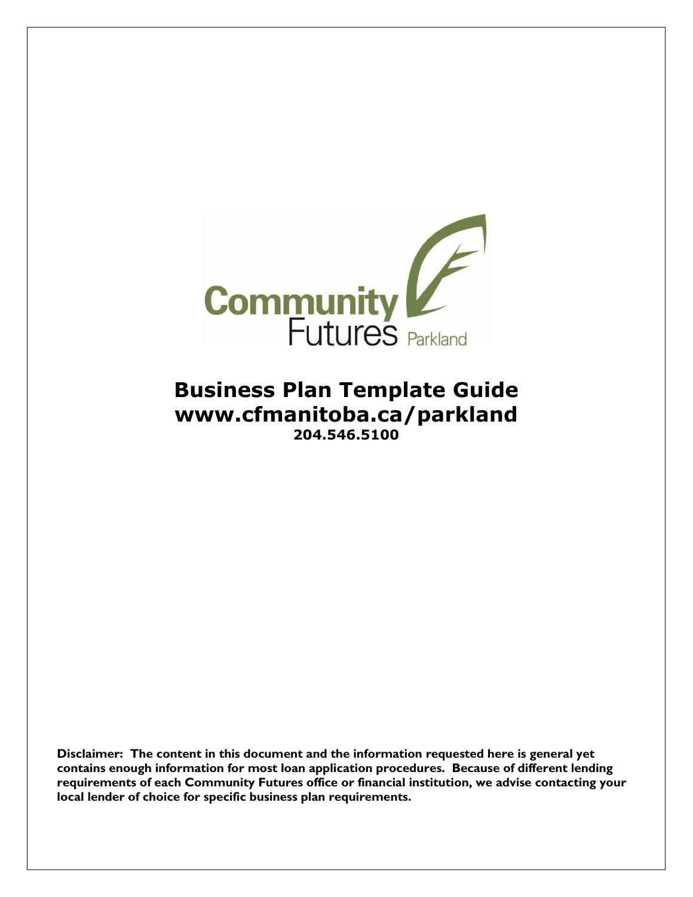Community Futures Parkland

# Business Plan Template Guide
## www.cfmanitoba.ca/parkland
**204.546.5100**

**Disclaimer: The content in this document and the information requested here is general yet contains enough information for most loan application procedures. Because of different lending requirements of each Community Futures office or financial institution, we advise contacting your local lender of choice for specific business plan requirements.**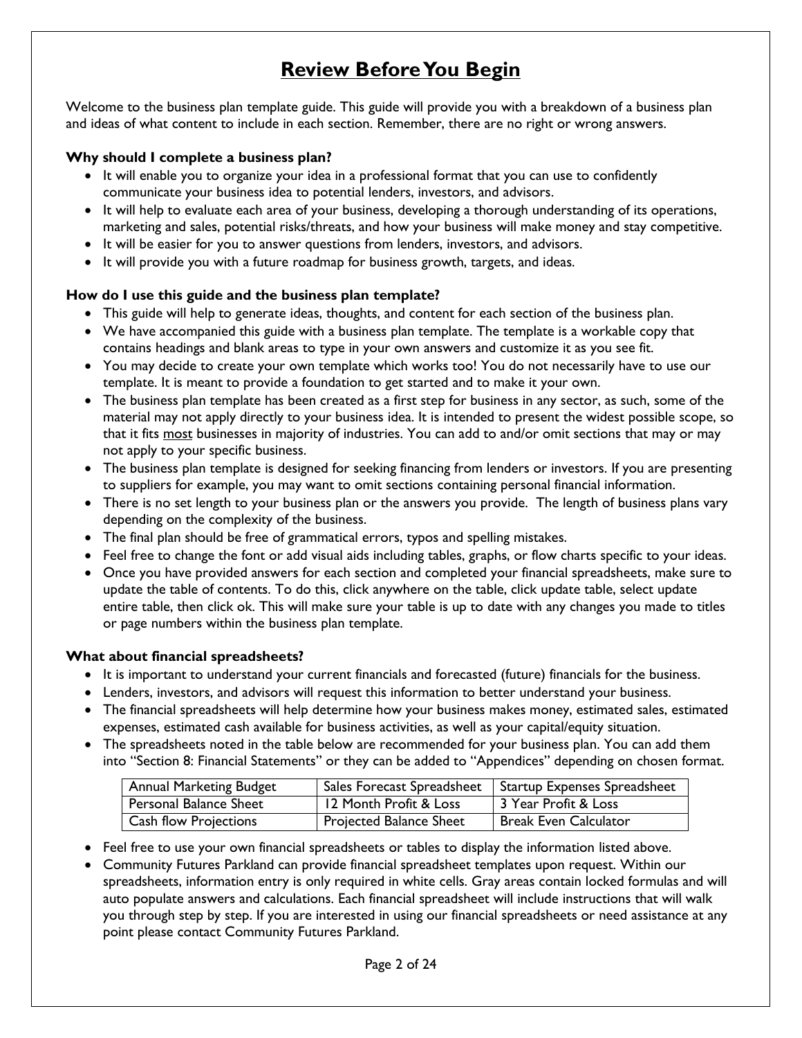# Review Before You Begin

Welcome to the business plan template guide. This guide will provide you with a breakdown of a business plan and ideas of what content to include in each section. Remember, there are no right or wrong answers.

**Why should I complete a business plan?**

- It will enable you to organize your idea in a professional format that you can use to confidently communicate your business idea to potential lenders, investors, and advisors.
- It will help to evaluate each area of your business, developing a thorough understanding of its operations, marketing and sales, potential risks/threats, and how your business will make money and stay competitive.
- It will be easier for you to answer questions from lenders, investors, and advisors.
- It will provide you with a future roadmap for business growth, targets, and ideas.

**How do I use this guide and the business plan template?**

- This guide will help to generate ideas, thoughts, and content for each section of the business plan.
- We have accompanied this guide with a business plan template. The template is a workable copy that contains headings and blank areas to type in your own answers and customize it as you see fit.
- You may decide to create your own template which works too! You do not necessarily have to use our template. It is meant to provide a foundation to get started and to make it your own.
- The business plan template has been created as a first step for business in any sector, as such, some of the material may not apply directly to your business idea. It is intended to present the widest possible scope, so that it fits most businesses in majority of industries. You can add to and/or omit sections that may or may not apply to your specific business.
- The business plan template is designed for seeking financing from lenders or investors. If you are presenting to suppliers for example, you may want to omit sections containing personal financial information.
- There is no set length to your business plan or the answers you provide. The length of business plans vary depending on the complexity of the business.
- The final plan should be free of grammatical errors, typos and spelling mistakes.
- Feel free to change the font or add visual aids including tables, graphs, or flow charts specific to your ideas.
- Once you have provided answers for each section and completed your financial spreadsheets, make sure to update the table of contents. To do this, click anywhere on the table, click update table, select update entire table, then click ok. This will make sure your table is up to date with any changes you made to titles or page numbers within the business plan template.

**What about financial spreadsheets?**

- It is important to understand your current financials and forecasted (future) financials for the business.
- Lenders, investors, and advisors will request this information to better understand your business.
- The financial spreadsheets will help determine how your business makes money, estimated sales, estimated expenses, estimated cash available for business activities, as well as your capital/equity situation.
- The spreadsheets noted in the table below are recommended for your business plan. You can add them into "Section 8: Financial Statements" or they can be added to "Appendices" depending on chosen format.

| Annual Marketing Budget | Sales Forecast Spreadsheet | Startup Expenses Spreadsheet |
|---|---|---|
| Personal Balance Sheet | 12 Month Profit & Loss | 3 Year Profit & Loss |
| Cash flow Projections | Projected Balance Sheet | Break Even Calculator |

- Feel free to use your own financial spreadsheets or tables to display the information listed above.
- Community Futures Parkland can provide financial spreadsheet templates upon request. Within our spreadsheets, information entry is only required in white cells. Gray areas contain locked formulas and will auto populate answers and calculations. Each financial spreadsheet will include instructions that will walk you through step by step. If you are interested in using our financial spreadsheets or need assistance at any point please contact Community Futures Parkland.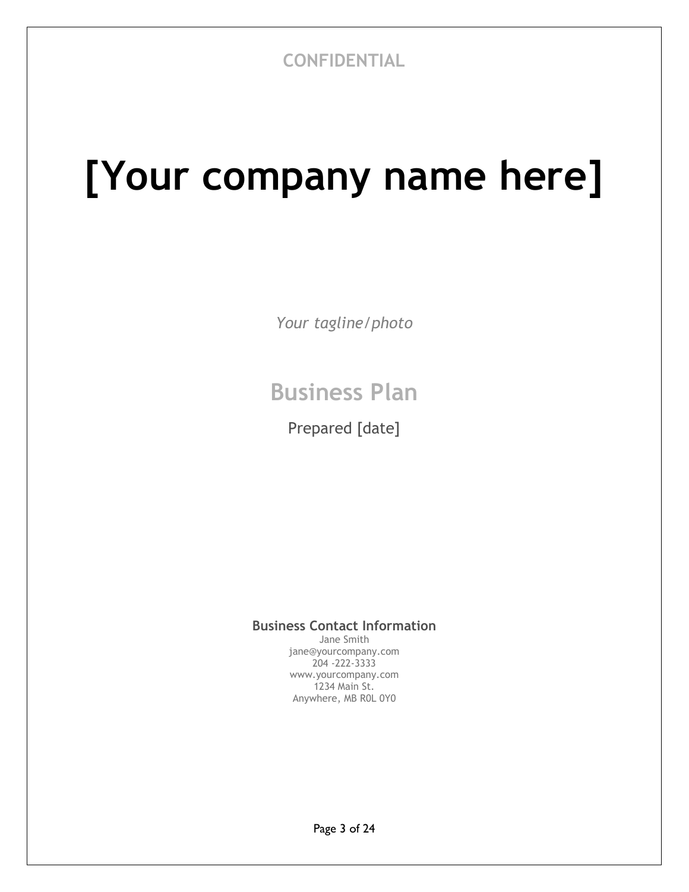CONFIDENTIAL

# [Your company name here]

*Your tagline/photo*

## Business Plan

Prepared [date]

**Business Contact Information**

Jane Smith
jane@yourcompany.com
204 -222-3333
www.yourcompany.com
1234 Main St.
Anywhere, MB R0L 0Y0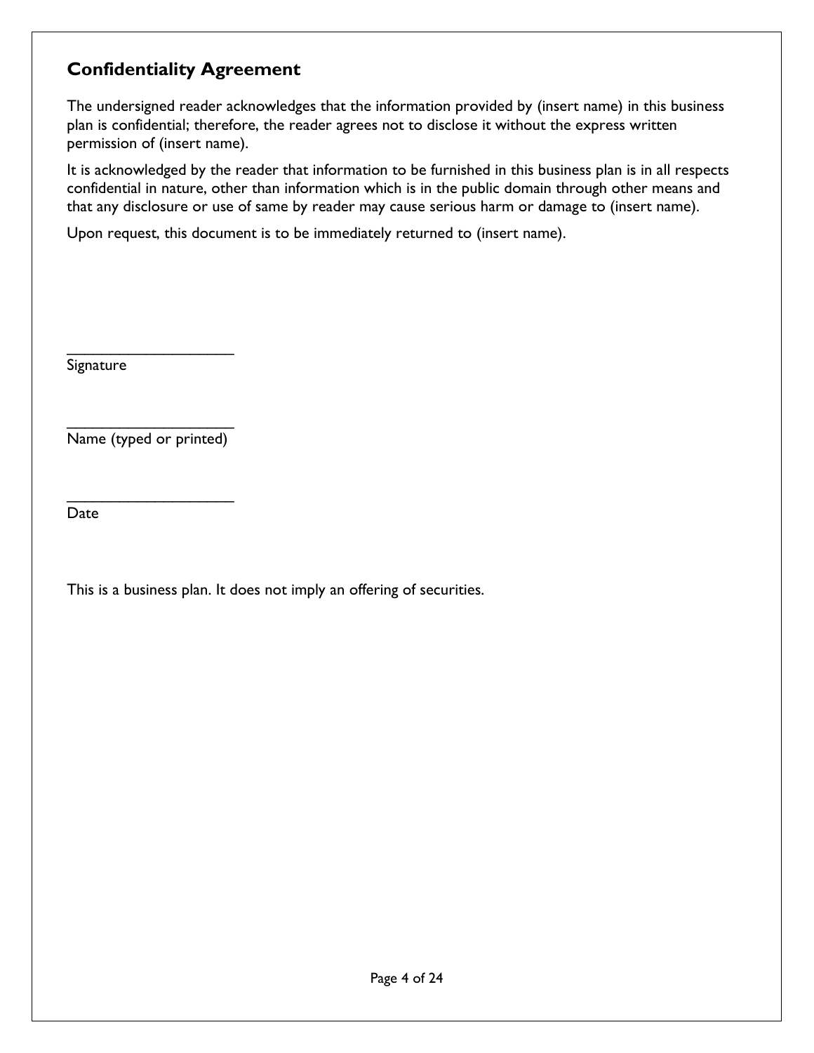## Confidentiality Agreement

The undersigned reader acknowledges that the information provided by (insert name) in this business plan is confidential; therefore, the reader agrees not to disclose it without the express written permission of (insert name).

It is acknowledged by the reader that information to be furnished in this business plan is in all respects confidential in nature, other than information which is in the public domain through other means and that any disclosure or use of same by reader may cause serious harm or damage to (insert name).

Upon request, this document is to be immediately returned to (insert name).

____________________
Signature

____________________
Name (typed or printed)

____________________
Date

This is a business plan. It does not imply an offering of securities.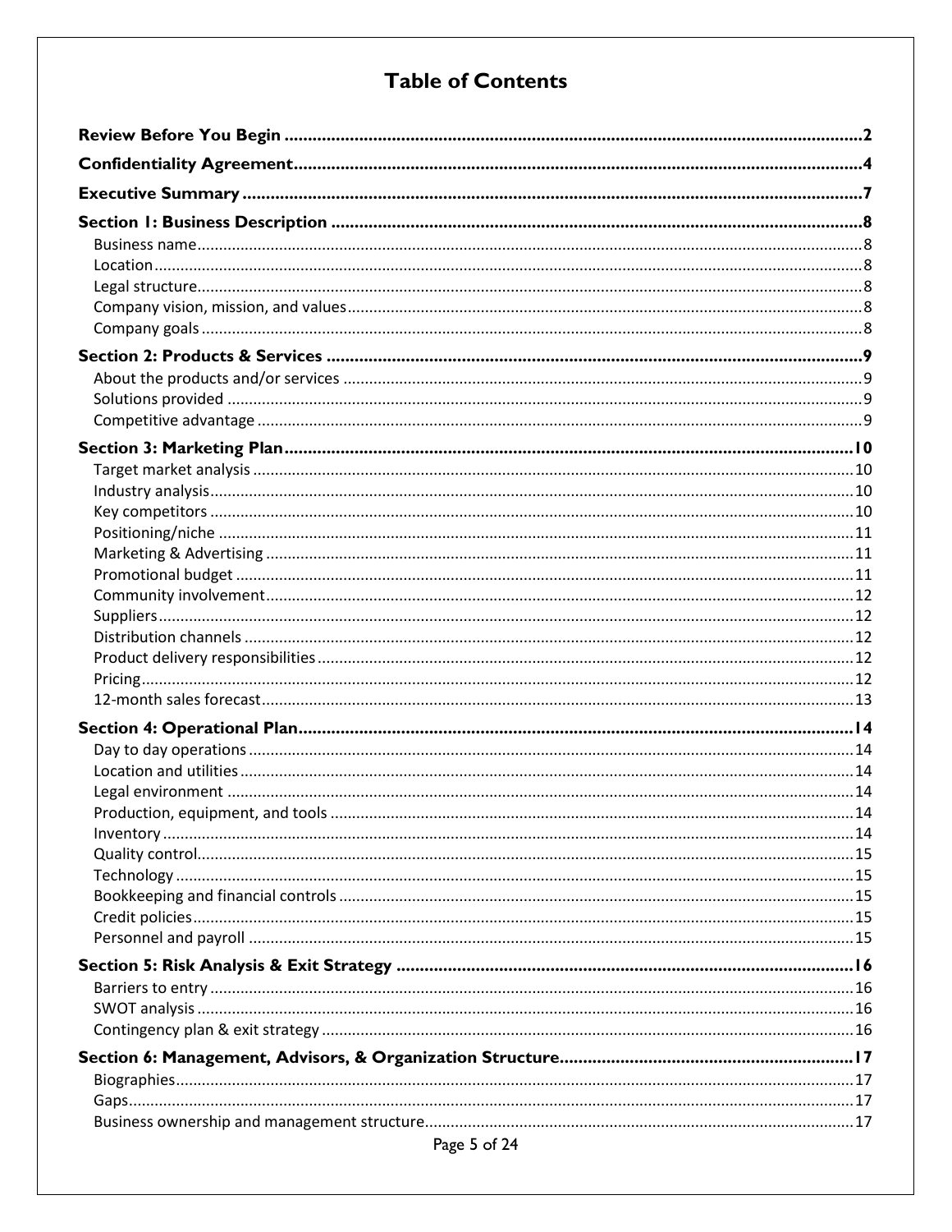# Table of Contents

**Review Before You Begin** .......... 2

**Confidentiality Agreement** .......... 4

**Executive Summary** .......... 7

**Section 1: Business Description** .......... 8
- Business name .......... 8
- Location .......... 8
- Legal structure .......... 8
- Company vision, mission, and values .......... 8
- Company goals .......... 8

**Section 2: Products & Services** .......... 9
- About the products and/or services .......... 9
- Solutions provided .......... 9
- Competitive advantage .......... 9

**Section 3: Marketing Plan** .......... 10
- Target market analysis .......... 10
- Industry analysis .......... 10
- Key competitors .......... 10
- Positioning/niche .......... 11
- Marketing & Advertising .......... 11
- Promotional budget .......... 11
- Community involvement .......... 12
- Suppliers .......... 12
- Distribution channels .......... 12
- Product delivery responsibilities .......... 12
- Pricing .......... 12
- 12-month sales forecast .......... 13

**Section 4: Operational Plan** .......... 14
- Day to day operations .......... 14
- Location and utilities .......... 14
- Legal environment .......... 14
- Production, equipment, and tools .......... 14
- Inventory .......... 14
- Quality control .......... 15
- Technology .......... 15
- Bookkeeping and financial controls .......... 15
- Credit policies .......... 15
- Personnel and payroll .......... 15

**Section 5: Risk Analysis & Exit Strategy** .......... 16
- Barriers to entry .......... 16
- SWOT analysis .......... 16
- Contingency plan & exit strategy .......... 16

**Section 6: Management, Advisors, & Organization Structure** .......... 17
- Biographies .......... 17
- Gaps .......... 17
- Business ownership and management structure .......... 17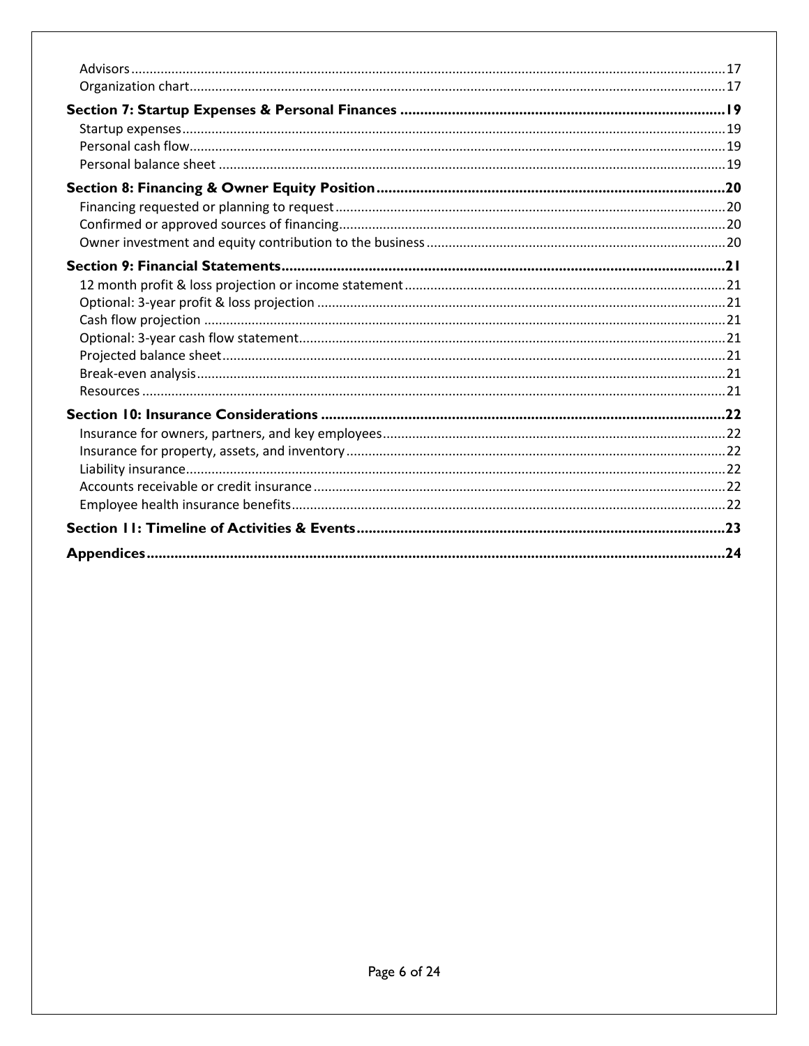- Advisors ..... 17
- Organization chart ..... 17

**Section 7: Startup Expenses & Personal Finances ..... 19**

- Startup expenses ..... 19
- Personal cash flow ..... 19
- Personal balance sheet ..... 19

**Section 8: Financing & Owner Equity Position ..... 20**

- Financing requested or planning to request ..... 20
- Confirmed or approved sources of financing ..... 20
- Owner investment and equity contribution to the business ..... 20

**Section 9: Financial Statements ..... 21**

- 12 month profit & loss projection or income statement ..... 21
- Optional: 3-year profit & loss projection ..... 21
- Cash flow projection ..... 21
- Optional: 3-year cash flow statement ..... 21
- Projected balance sheet ..... 21
- Break-even analysis ..... 21
- Resources ..... 21

**Section 10: Insurance Considerations ..... 22**

- Insurance for owners, partners, and key employees ..... 22
- Insurance for property, assets, and inventory ..... 22
- Liability insurance ..... 22
- Accounts receivable or credit insurance ..... 22
- Employee health insurance benefits ..... 22

**Section 11: Timeline of Activities & Events ..... 23**

**Appendices ..... 24**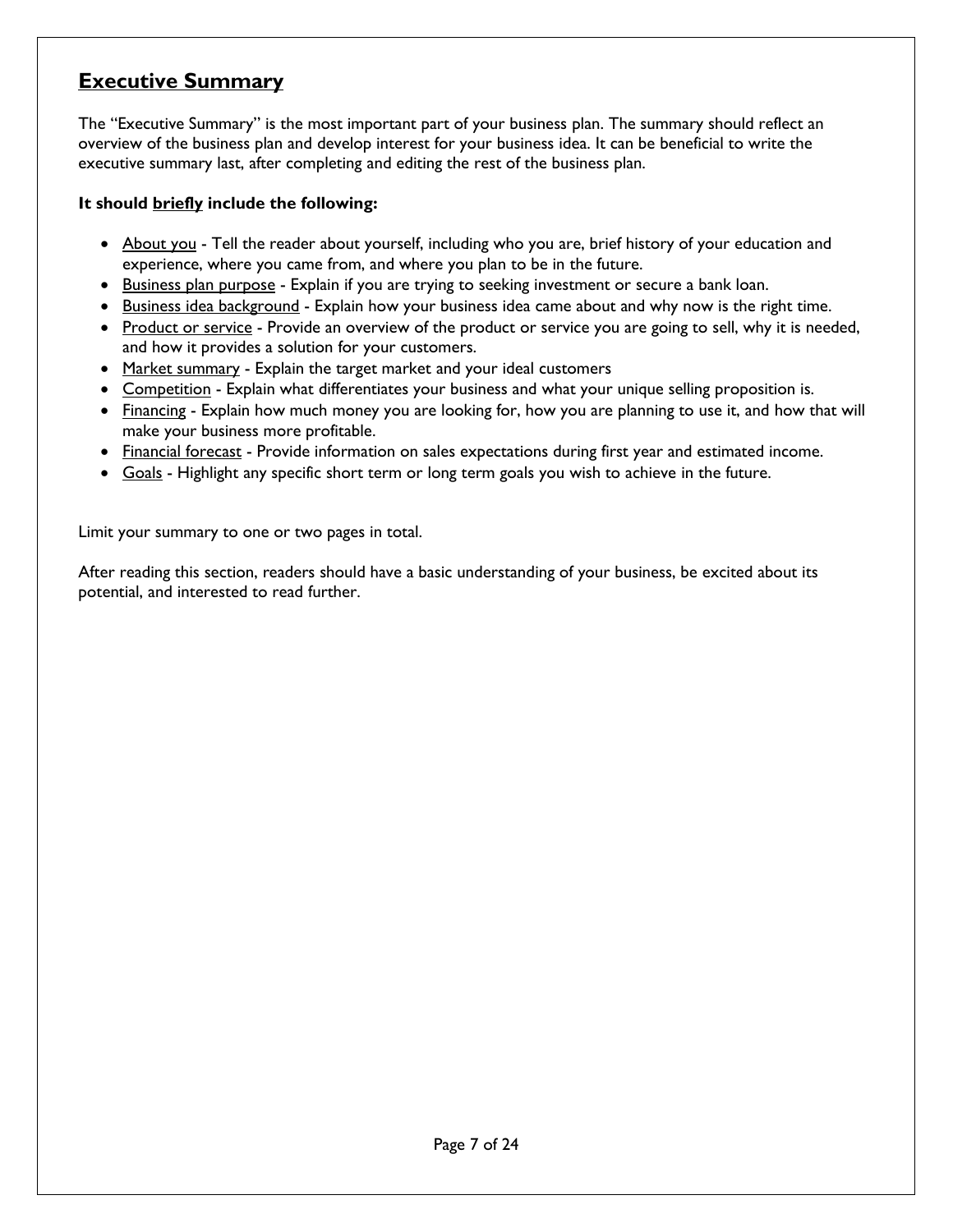## Executive Summary

The "Executive Summary" is the most important part of your business plan. The summary should reflect an overview of the business plan and develop interest for your business idea. It can be beneficial to write the executive summary last, after completing and editing the rest of the business plan.

**It should briefly include the following:**

- About you - Tell the reader about yourself, including who you are, brief history of your education and experience, where you came from, and where you plan to be in the future.
- Business plan purpose - Explain if you are trying to seeking investment or secure a bank loan.
- Business idea background - Explain how your business idea came about and why now is the right time.
- Product or service - Provide an overview of the product or service you are going to sell, why it is needed, and how it provides a solution for your customers.
- Market summary - Explain the target market and your ideal customers
- Competition - Explain what differentiates your business and what your unique selling proposition is.
- Financing - Explain how much money you are looking for, how you are planning to use it, and how that will make your business more profitable.
- Financial forecast - Provide information on sales expectations during first year and estimated income.
- Goals - Highlight any specific short term or long term goals you wish to achieve in the future.

Limit your summary to one or two pages in total.

After reading this section, readers should have a basic understanding of your business, be excited about its potential, and interested to read further.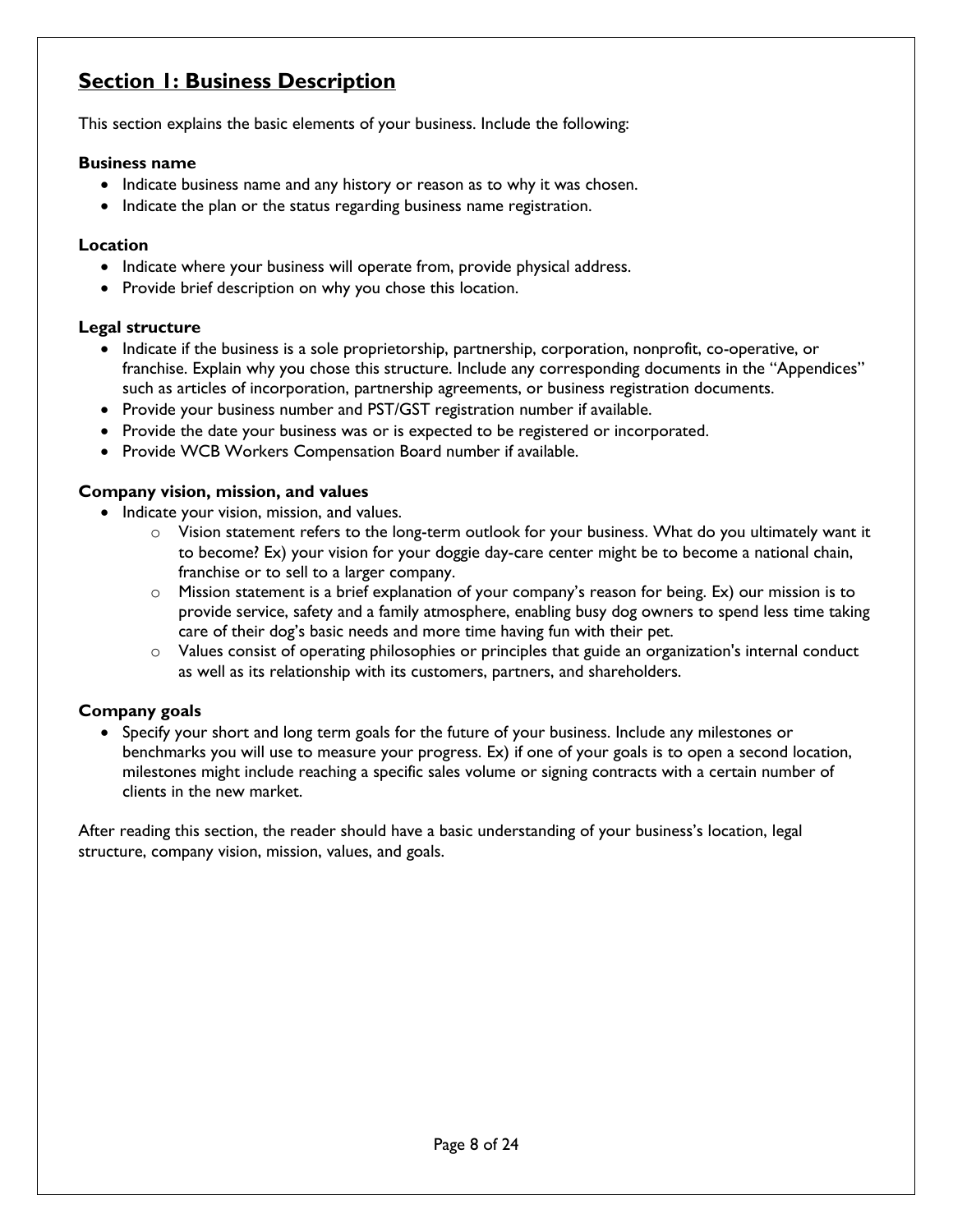## Section 1: Business Description

This section explains the basic elements of your business. Include the following:

**Business name**

- Indicate business name and any history or reason as to why it was chosen.
- Indicate the plan or the status regarding business name registration.

**Location**

- Indicate where your business will operate from, provide physical address.
- Provide brief description on why you chose this location.

**Legal structure**

- Indicate if the business is a sole proprietorship, partnership, corporation, nonprofit, co-operative, or franchise. Explain why you chose this structure. Include any corresponding documents in the "Appendices" such as articles of incorporation, partnership agreements, or business registration documents.
- Provide your business number and PST/GST registration number if available.
- Provide the date your business was or is expected to be registered or incorporated.
- Provide WCB Workers Compensation Board number if available.

**Company vision, mission, and values**

- Indicate your vision, mission, and values.
    - Vision statement refers to the long-term outlook for your business. What do you ultimately want it to become? Ex) your vision for your doggie day-care center might be to become a national chain, franchise or to sell to a larger company.
    - Mission statement is a brief explanation of your company's reason for being. Ex) our mission is to provide service, safety and a family atmosphere, enabling busy dog owners to spend less time taking care of their dog's basic needs and more time having fun with their pet.
    - Values consist of operating philosophies or principles that guide an organization's internal conduct as well as its relationship with its customers, partners, and shareholders.

**Company goals**

- Specify your short and long term goals for the future of your business. Include any milestones or benchmarks you will use to measure your progress. Ex) if one of your goals is to open a second location, milestones might include reaching a specific sales volume or signing contracts with a certain number of clients in the new market.

After reading this section, the reader should have a basic understanding of your business's location, legal structure, company vision, mission, values, and goals.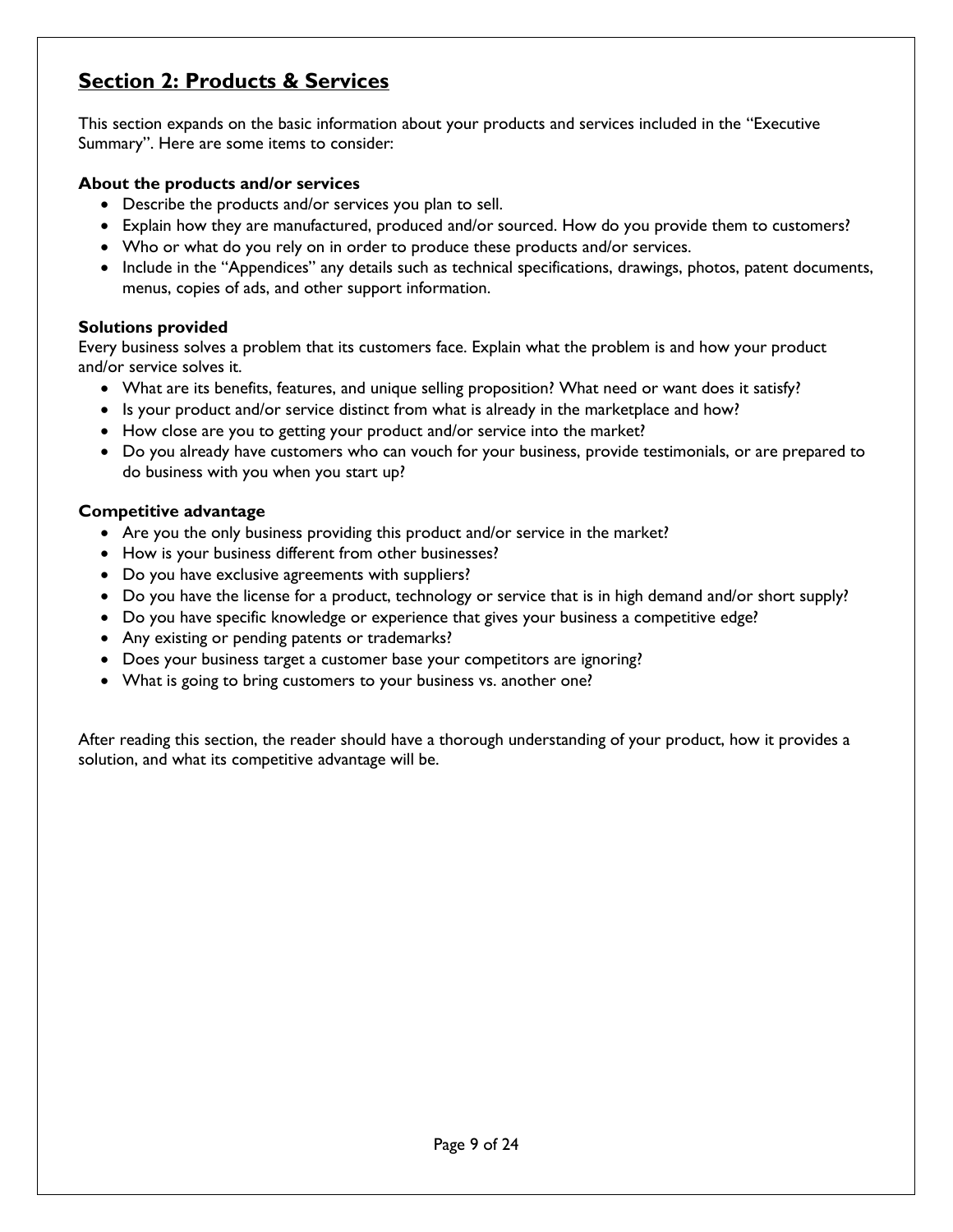## Section 2: Products & Services

This section expands on the basic information about your products and services included in the "Executive Summary". Here are some items to consider:

**About the products and/or services**

- Describe the products and/or services you plan to sell.
- Explain how they are manufactured, produced and/or sourced. How do you provide them to customers?
- Who or what do you rely on in order to produce these products and/or services.
- Include in the "Appendices" any details such as technical specifications, drawings, photos, patent documents, menus, copies of ads, and other support information.

**Solutions provided**

Every business solves a problem that its customers face. Explain what the problem is and how your product and/or service solves it.

- What are its benefits, features, and unique selling proposition? What need or want does it satisfy?
- Is your product and/or service distinct from what is already in the marketplace and how?
- How close are you to getting your product and/or service into the market?
- Do you already have customers who can vouch for your business, provide testimonials, or are prepared to do business with you when you start up?

**Competitive advantage**

- Are you the only business providing this product and/or service in the market?
- How is your business different from other businesses?
- Do you have exclusive agreements with suppliers?
- Do you have the license for a product, technology or service that is in high demand and/or short supply?
- Do you have specific knowledge or experience that gives your business a competitive edge?
- Any existing or pending patents or trademarks?
- Does your business target a customer base your competitors are ignoring?
- What is going to bring customers to your business vs. another one?

After reading this section, the reader should have a thorough understanding of your product, how it provides a solution, and what its competitive advantage will be.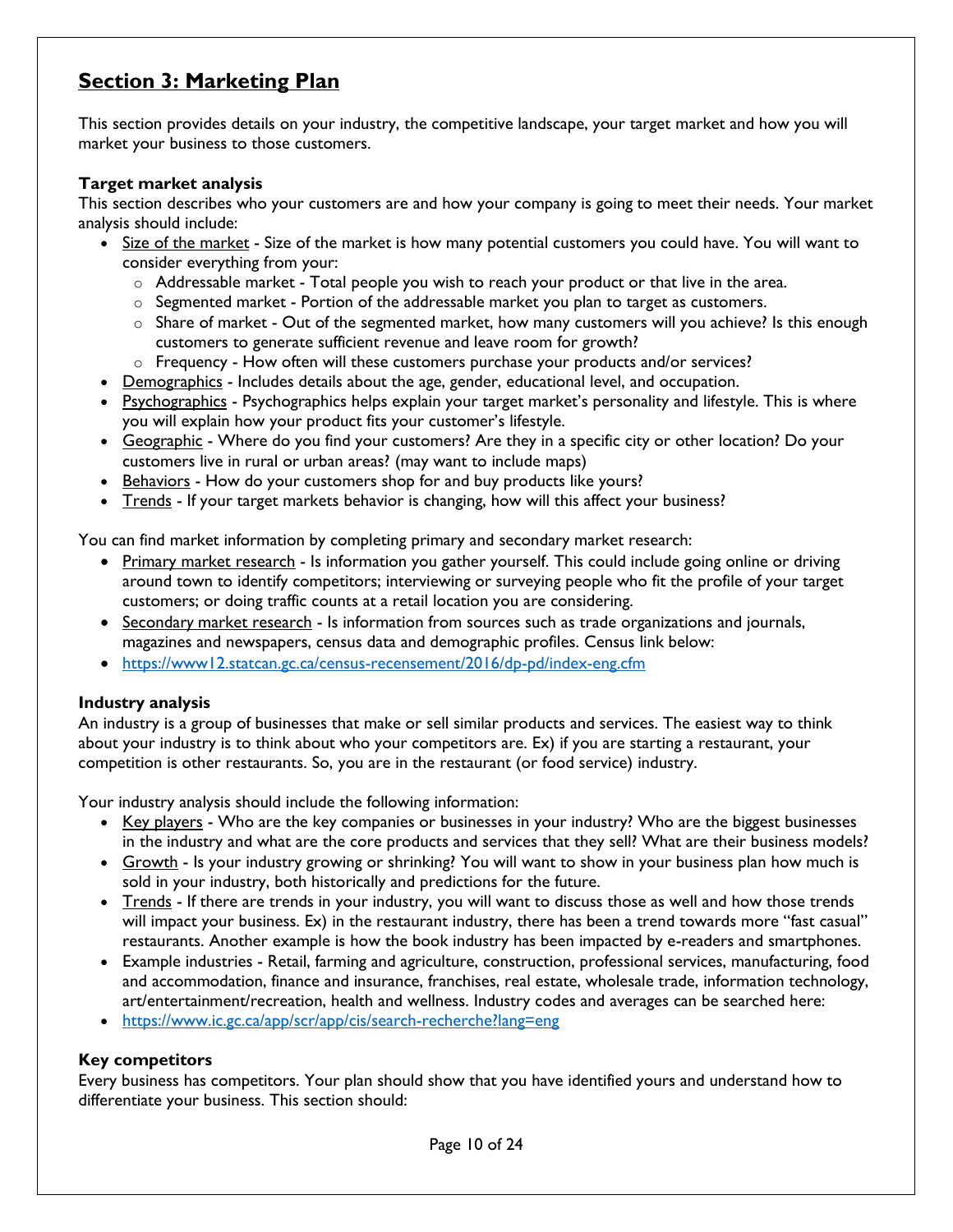## Section 3: Marketing Plan

This section provides details on your industry, the competitive landscape, your target market and how you will market your business to those customers.

### Target market analysis

This section describes who your customers are and how your company is going to meet their needs. Your market analysis should include:

- Size of the market - Size of the market is how many potential customers you could have. You will want to consider everything from your:
  - Addressable market - Total people you wish to reach your product or that live in the area.
  - Segmented market - Portion of the addressable market you plan to target as customers.
  - Share of market - Out of the segmented market, how many customers will you achieve? Is this enough customers to generate sufficient revenue and leave room for growth?
  - Frequency - How often will these customers purchase your products and/or services?
- Demographics - Includes details about the age, gender, educational level, and occupation.
- Psychographics - Psychographics helps explain your target market's personality and lifestyle. This is where you will explain how your product fits your customer's lifestyle.
- Geographic - Where do you find your customers? Are they in a specific city or other location? Do your customers live in rural or urban areas? (may want to include maps)
- Behaviors - How do your customers shop for and buy products like yours?
- Trends - If your target markets behavior is changing, how will this affect your business?

You can find market information by completing primary and secondary market research:

- Primary market research - Is information you gather yourself. This could include going online or driving around town to identify competitors; interviewing or surveying people who fit the profile of your target customers; or doing traffic counts at a retail location you are considering.
- Secondary market research - Is information from sources such as trade organizations and journals, magazines and newspapers, census data and demographic profiles. Census link below:
- https://www12.statcan.gc.ca/census-recensement/2016/dp-pd/index-eng.cfm

### Industry analysis

An industry is a group of businesses that make or sell similar products and services. The easiest way to think about your industry is to think about who your competitors are. Ex) if you are starting a restaurant, your competition is other restaurants. So, you are in the restaurant (or food service) industry.

Your industry analysis should include the following information:

- Key players - Who are the key companies or businesses in your industry? Who are the biggest businesses in the industry and what are the core products and services that they sell? What are their business models?
- Growth - Is your industry growing or shrinking? You will want to show in your business plan how much is sold in your industry, both historically and predictions for the future.
- Trends - If there are trends in your industry, you will want to discuss those as well and how those trends will impact your business. Ex) in the restaurant industry, there has been a trend towards more "fast casual" restaurants. Another example is how the book industry has been impacted by e-readers and smartphones.
- Example industries - Retail, farming and agriculture, construction, professional services, manufacturing, food and accommodation, finance and insurance, franchises, real estate, wholesale trade, information technology, art/entertainment/recreation, health and wellness. Industry codes and averages can be searched here:
- https://www.ic.gc.ca/app/scr/app/cis/search-recherche?lang=eng

### Key competitors

Every business has competitors. Your plan should show that you have identified yours and understand how to differentiate your business. This section should: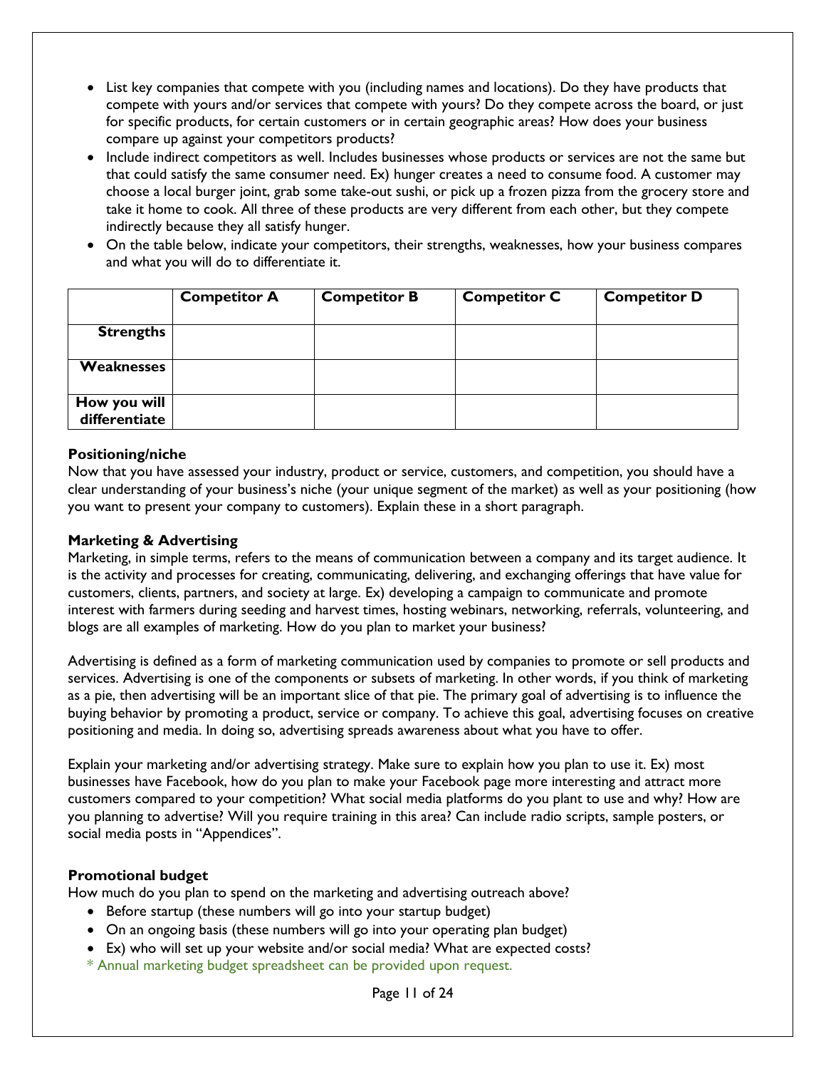- List key companies that compete with you (including names and locations). Do they have products that compete with yours and/or services that compete with yours? Do they compete across the board, or just for specific products, for certain customers or in certain geographic areas? How does your business compare up against your competitors products?
- Include indirect competitors as well. Includes businesses whose products or services are not the same but that could satisfy the same consumer need. Ex) hunger creates a need to consume food. A customer may choose a local burger joint, grab some take-out sushi, or pick up a frozen pizza from the grocery store and take it home to cook. All three of these products are very different from each other, but they compete indirectly because they all satisfy hunger.
- On the table below, indicate your competitors, their strengths, weaknesses, how your business compares and what you will do to differentiate it.

| | **Competitor A** | **Competitor B** | **Competitor C** | **Competitor D** |
|---|---|---|---|---|
| **Strengths** | | | | |
| **Weaknesses** | | | | |
| **How you will differentiate** | | | | |

**Positioning/niche**

Now that you have assessed your industry, product or service, customers, and competition, you should have a clear understanding of your business's niche (your unique segment of the market) as well as your positioning (how you want to present your company to customers). Explain these in a short paragraph.

**Marketing & Advertising**

Marketing, in simple terms, refers to the means of communication between a company and its target audience. It is the activity and processes for creating, communicating, delivering, and exchanging offerings that have value for customers, clients, partners, and society at large. Ex) developing a campaign to communicate and promote interest with farmers during seeding and harvest times, hosting webinars, networking, referrals, volunteering, and blogs are all examples of marketing. How do you plan to market your business?

Advertising is defined as a form of marketing communication used by companies to promote or sell products and services. Advertising is one of the components or subsets of marketing. In other words, if you think of marketing as a pie, then advertising will be an important slice of that pie. The primary goal of advertising is to influence the buying behavior by promoting a product, service or company. To achieve this goal, advertising focuses on creative positioning and media. In doing so, advertising spreads awareness about what you have to offer.

Explain your marketing and/or advertising strategy. Make sure to explain how you plan to use it. Ex) most businesses have Facebook, how do you plan to make your Facebook page more interesting and attract more customers compared to your competition? What social media platforms do you plant to use and why? How are you planning to advertise? Will you require training in this area? Can include radio scripts, sample posters, or social media posts in "Appendices".

**Promotional budget**

How much do you plan to spend on the marketing and advertising outreach above?

- Before startup (these numbers will go into your startup budget)
- On an ongoing basis (these numbers will go into your operating plan budget)
- Ex) who will set up your website and/or social media? What are expected costs?

\* Annual marketing budget spreadsheet can be provided upon request.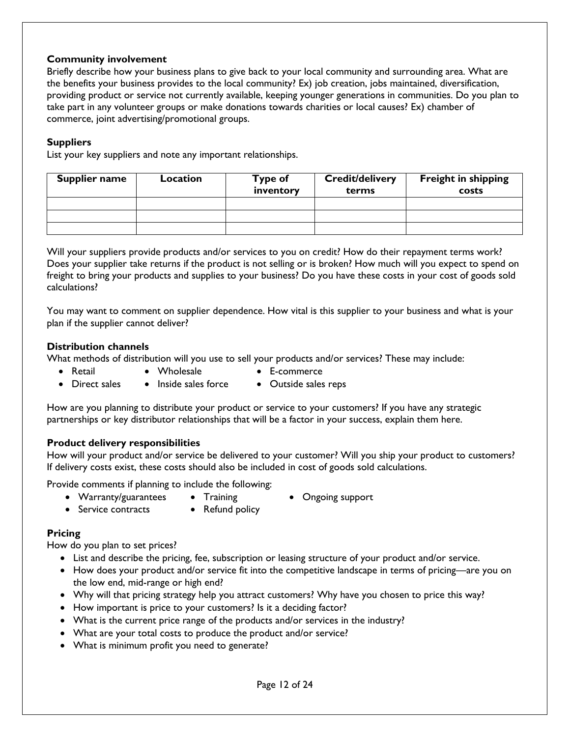**Community involvement**

Briefly describe how your business plans to give back to your local community and surrounding area. What are the benefits your business provides to the local community? Ex) job creation, jobs maintained, diversification, providing product or service not currently available, keeping younger generations in communities. Do you plan to take part in any volunteer groups or make donations towards charities or local causes? Ex) chamber of commerce, joint advertising/promotional groups.

**Suppliers**

List your key suppliers and note any important relationships.

| Supplier name | Location | Type of inventory | Credit/delivery terms | Freight in shipping costs |
|---|---|---|---|---|
| | | | | |
| | | | | |
| | | | | |

Will your suppliers provide products and/or services to you on credit? How do their repayment terms work? Does your supplier take returns if the product is not selling or is broken? How much will you expect to spend on freight to bring your products and supplies to your business? Do you have these costs in your cost of goods sold calculations?

You may want to comment on supplier dependence. How vital is this supplier to your business and what is your plan if the supplier cannot deliver?

**Distribution channels**

What methods of distribution will you use to sell your products and/or services? These may include:

- Retail
- Wholesale
- E-commerce
- Direct sales
- Inside sales force
- Outside sales reps

How are you planning to distribute your product or service to your customers? If you have any strategic partnerships or key distributor relationships that will be a factor in your success, explain them here.

**Product delivery responsibilities**

How will your product and/or service be delivered to your customer? Will you ship your product to customers? If delivery costs exist, these costs should also be included in cost of goods sold calculations.

Provide comments if planning to include the following:

- Warranty/guarantees
- Training
- Ongoing support
- Service contracts
- Refund policy

**Pricing**

How do you plan to set prices?

- List and describe the pricing, fee, subscription or leasing structure of your product and/or service.
- How does your product and/or service fit into the competitive landscape in terms of pricing—are you on the low end, mid-range or high end?
- Why will that pricing strategy help you attract customers? Why have you chosen to price this way?
- How important is price to your customers? Is it a deciding factor?
- What is the current price range of the products and/or services in the industry?
- What are your total costs to produce the product and/or service?
- What is minimum profit you need to generate?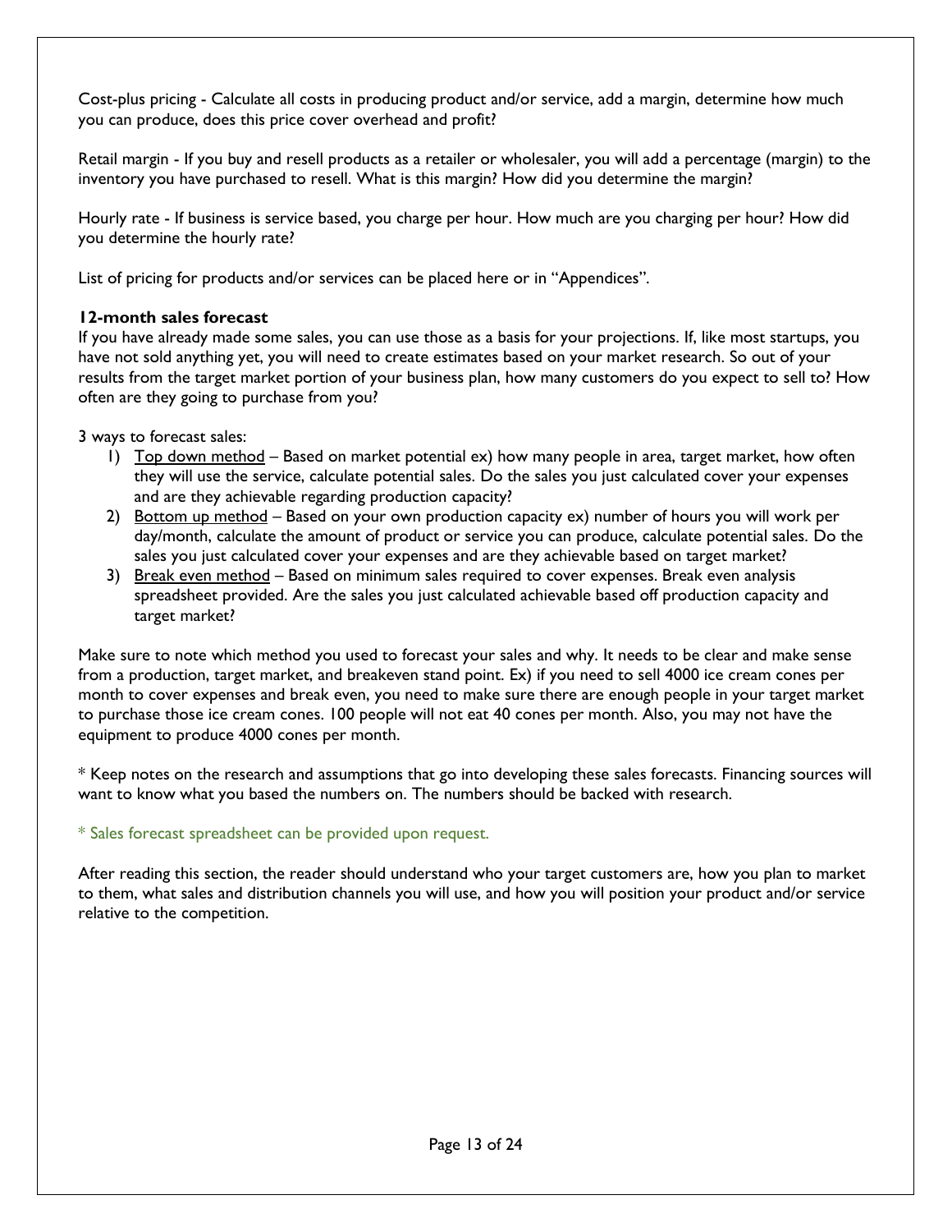Cost-plus pricing - Calculate all costs in producing product and/or service, add a margin, determine how much you can produce, does this price cover overhead and profit?

Retail margin - If you buy and resell products as a retailer or wholesaler, you will add a percentage (margin) to the inventory you have purchased to resell. What is this margin? How did you determine the margin?

Hourly rate - If business is service based, you charge per hour. How much are you charging per hour? How did you determine the hourly rate?

List of pricing for products and/or services can be placed here or in "Appendices".

**12-month sales forecast**

If you have already made some sales, you can use those as a basis for your projections. If, like most startups, you have not sold anything yet, you will need to create estimates based on your market research. So out of your results from the target market portion of your business plan, how many customers do you expect to sell to? How often are they going to purchase from you?

3 ways to forecast sales:

1) <u>Top down method</u> – Based on market potential ex) how many people in area, target market, how often they will use the service, calculate potential sales. Do the sales you just calculated cover your expenses and are they achievable regarding production capacity?
2) <u>Bottom up method</u> – Based on your own production capacity ex) number of hours you will work per day/month, calculate the amount of product or service you can produce, calculate potential sales. Do the sales you just calculated cover your expenses and are they achievable based on target market?
3) <u>Break even method</u> – Based on minimum sales required to cover expenses. Break even analysis spreadsheet provided. Are the sales you just calculated achievable based off production capacity and target market?

Make sure to note which method you used to forecast your sales and why. It needs to be clear and make sense from a production, target market, and breakeven stand point. Ex) if you need to sell 4000 ice cream cones per month to cover expenses and break even, you need to make sure there are enough people in your target market to purchase those ice cream cones. 100 people will not eat 40 cones per month. Also, you may not have the equipment to produce 4000 cones per month.

* Keep notes on the research and assumptions that go into developing these sales forecasts. Financing sources will want to know what you based the numbers on. The numbers should be backed with research.

* Sales forecast spreadsheet can be provided upon request.

After reading this section, the reader should understand who your target customers are, how you plan to market to them, what sales and distribution channels you will use, and how you will position your product and/or service relative to the competition.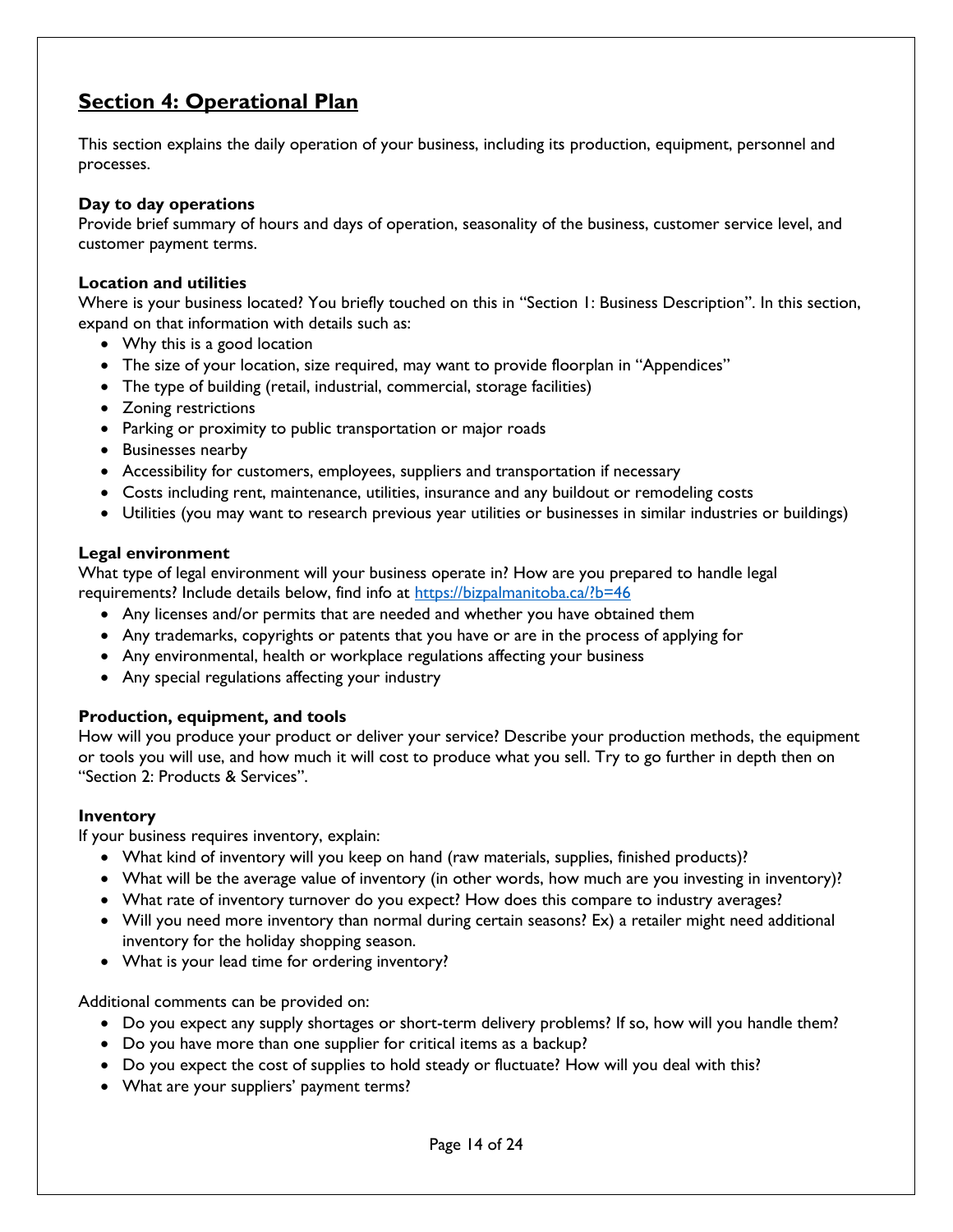## Section 4: Operational Plan

This section explains the daily operation of your business, including its production, equipment, personnel and processes.

**Day to day operations**
Provide brief summary of hours and days of operation, seasonality of the business, customer service level, and customer payment terms.

**Location and utilities**
Where is your business located? You briefly touched on this in "Section 1: Business Description". In this section, expand on that information with details such as:

- Why this is a good location
- The size of your location, size required, may want to provide floorplan in "Appendices"
- The type of building (retail, industrial, commercial, storage facilities)
- Zoning restrictions
- Parking or proximity to public transportation or major roads
- Businesses nearby
- Accessibility for customers, employees, suppliers and transportation if necessary
- Costs including rent, maintenance, utilities, insurance and any buildout or remodeling costs
- Utilities (you may want to research previous year utilities or businesses in similar industries or buildings)

**Legal environment**
What type of legal environment will your business operate in? How are you prepared to handle legal requirements? Include details below, find info at https://bizpalmanitoba.ca/?b=46

- Any licenses and/or permits that are needed and whether you have obtained them
- Any trademarks, copyrights or patents that you have or are in the process of applying for
- Any environmental, health or workplace regulations affecting your business
- Any special regulations affecting your industry

**Production, equipment, and tools**
How will you produce your product or deliver your service? Describe your production methods, the equipment or tools you will use, and how much it will cost to produce what you sell. Try to go further in depth then on "Section 2: Products & Services".

**Inventory**
If your business requires inventory, explain:

- What kind of inventory will you keep on hand (raw materials, supplies, finished products)?
- What will be the average value of inventory (in other words, how much are you investing in inventory)?
- What rate of inventory turnover do you expect? How does this compare to industry averages?
- Will you need more inventory than normal during certain seasons? Ex) a retailer might need additional inventory for the holiday shopping season.
- What is your lead time for ordering inventory?

Additional comments can be provided on:

- Do you expect any supply shortages or short-term delivery problems? If so, how will you handle them?
- Do you have more than one supplier for critical items as a backup?
- Do you expect the cost of supplies to hold steady or fluctuate? How will you deal with this?
- What are your suppliers' payment terms?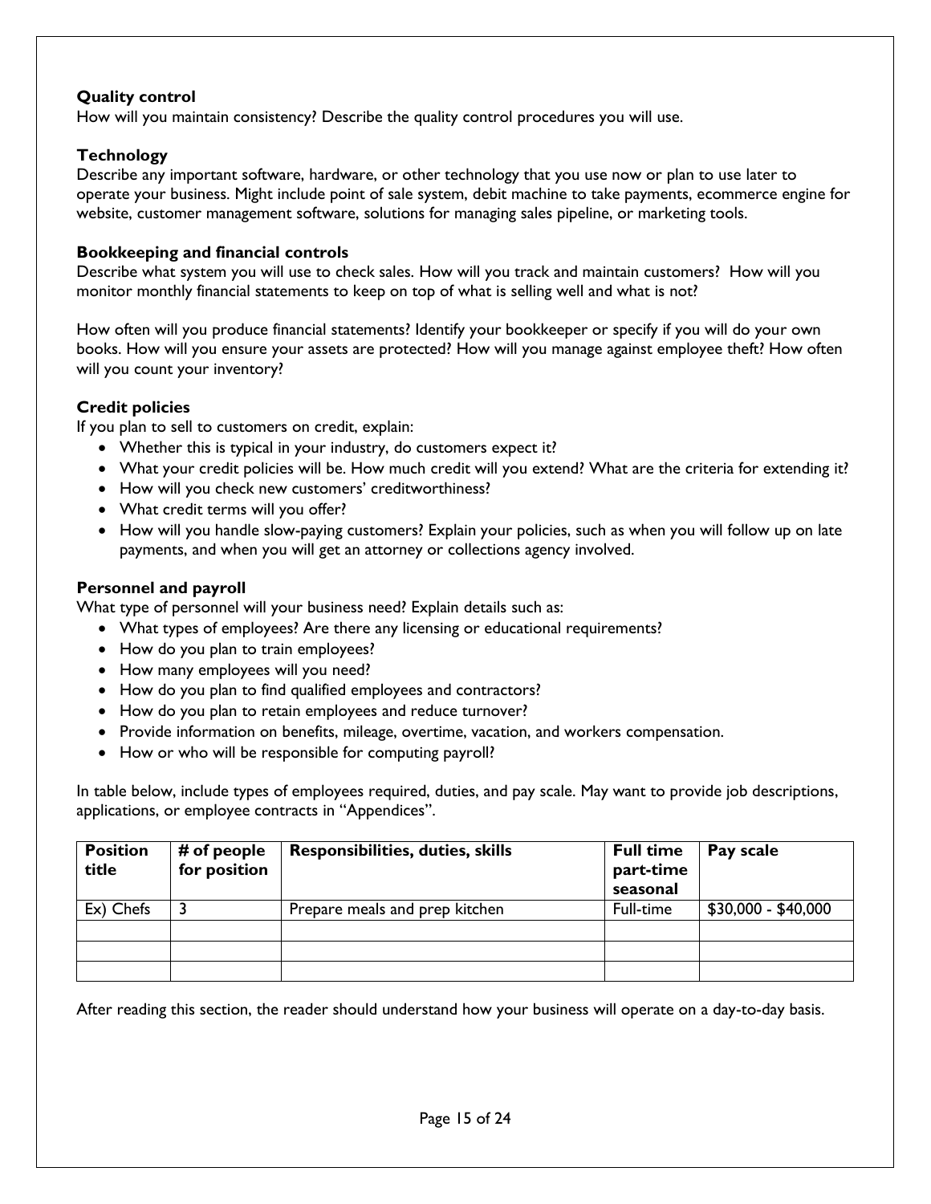### Quality control

How will you maintain consistency? Describe the quality control procedures you will use.

### Technology

Describe any important software, hardware, or other technology that you use now or plan to use later to operate your business. Might include point of sale system, debit machine to take payments, ecommerce engine for website, customer management software, solutions for managing sales pipeline, or marketing tools.

### Bookkeeping and financial controls

Describe what system you will use to check sales. How will you track and maintain customers? How will you monitor monthly financial statements to keep on top of what is selling well and what is not?

How often will you produce financial statements? Identify your bookkeeper or specify if you will do your own books. How will you ensure your assets are protected? How will you manage against employee theft? How often will you count your inventory?

### Credit policies

If you plan to sell to customers on credit, explain:

- Whether this is typical in your industry, do customers expect it?
- What your credit policies will be. How much credit will you extend? What are the criteria for extending it?
- How will you check new customers' creditworthiness?
- What credit terms will you offer?
- How will you handle slow-paying customers? Explain your policies, such as when you will follow up on late payments, and when you will get an attorney or collections agency involved.

### Personnel and payroll

What type of personnel will your business need? Explain details such as:

- What types of employees? Are there any licensing or educational requirements?
- How do you plan to train employees?
- How many employees will you need?
- How do you plan to find qualified employees and contractors?
- How do you plan to retain employees and reduce turnover?
- Provide information on benefits, mileage, overtime, vacation, and workers compensation.
- How or who will be responsible for computing payroll?

In table below, include types of employees required, duties, and pay scale. May want to provide job descriptions, applications, or employee contracts in "Appendices".

| Position title | # of people for position | Responsibilities, duties, skills | Full time part-time seasonal | Pay scale |
|---|---|---|---|---|
| Ex) Chefs | 3 | Prepare meals and prep kitchen | Full-time | $30,000 - $40,000 |
| | | | | |
| | | | | |
| | | | | |

After reading this section, the reader should understand how your business will operate on a day-to-day basis.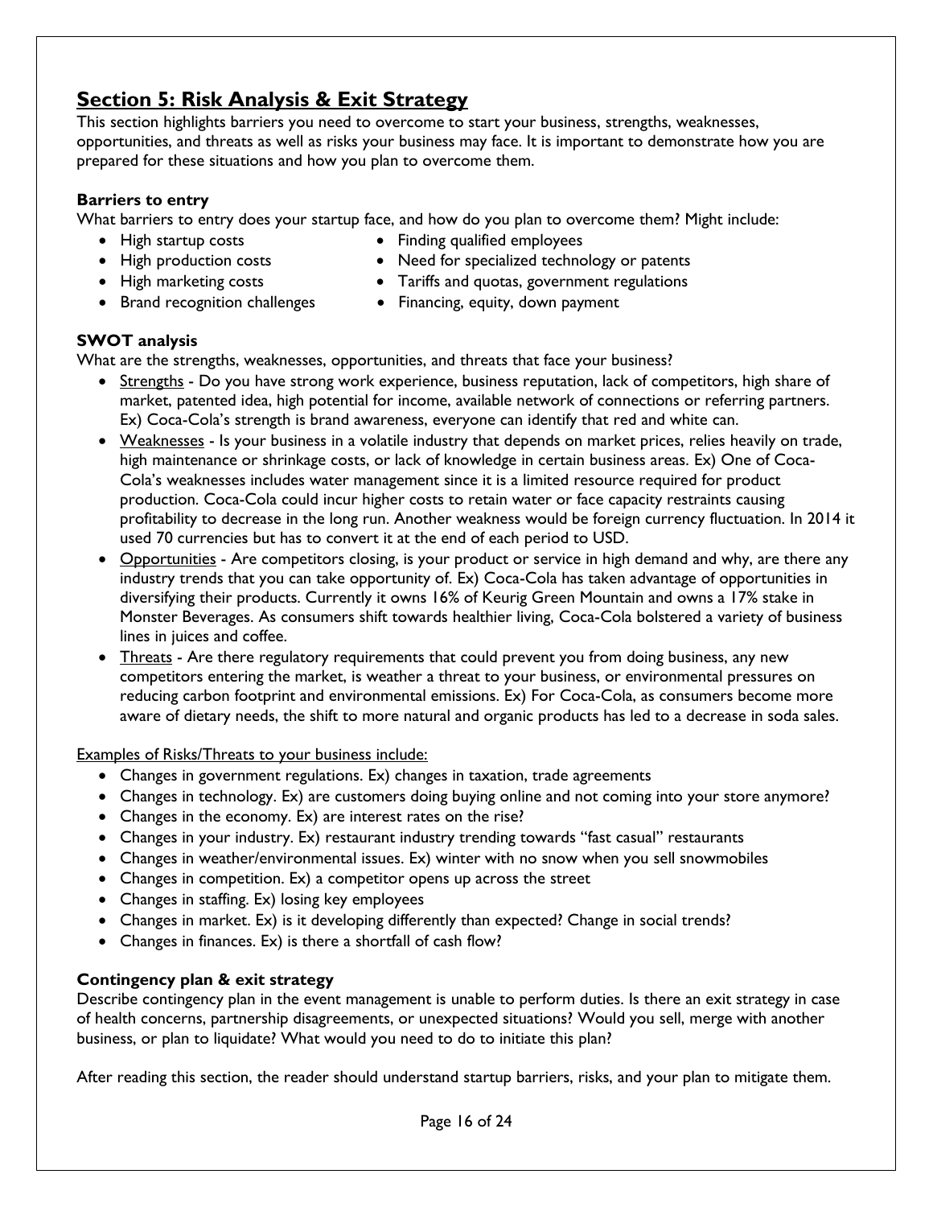## Section 5: Risk Analysis & Exit Strategy

This section highlights barriers you need to overcome to start your business, strengths, weaknesses, opportunities, and threats as well as risks your business may face. It is important to demonstrate how you are prepared for these situations and how you plan to overcome them.

**Barriers to entry**

What barriers to entry does your startup face, and how do you plan to overcome them? Might include:

- High startup costs
- High production costs
- High marketing costs
- Brand recognition challenges
- Finding qualified employees
- Need for specialized technology or patents
- Tariffs and quotas, government regulations
- Financing, equity, down payment

**SWOT analysis**

What are the strengths, weaknesses, opportunities, and threats that face your business?

- Strengths - Do you have strong work experience, business reputation, lack of competitors, high share of market, patented idea, high potential for income, available network of connections or referring partners. Ex) Coca-Cola's strength is brand awareness, everyone can identify that red and white can.
- Weaknesses - Is your business in a volatile industry that depends on market prices, relies heavily on trade, high maintenance or shrinkage costs, or lack of knowledge in certain business areas. Ex) One of Coca-Cola's weaknesses includes water management since it is a limited resource required for product production. Coca-Cola could incur higher costs to retain water or face capacity restraints causing profitability to decrease in the long run. Another weakness would be foreign currency fluctuation. In 2014 it used 70 currencies but has to convert it at the end of each period to USD.
- Opportunities - Are competitors closing, is your product or service in high demand and why, are there any industry trends that you can take opportunity of. Ex) Coca-Cola has taken advantage of opportunities in diversifying their products. Currently it owns 16% of Keurig Green Mountain and owns a 17% stake in Monster Beverages. As consumers shift towards healthier living, Coca-Cola bolstered a variety of business lines in juices and coffee.
- Threats - Are there regulatory requirements that could prevent you from doing business, any new competitors entering the market, is weather a threat to your business, or environmental pressures on reducing carbon footprint and environmental emissions. Ex) For Coca-Cola, as consumers become more aware of dietary needs, the shift to more natural and organic products has led to a decrease in soda sales.

Examples of Risks/Threats to your business include:

- Changes in government regulations. Ex) changes in taxation, trade agreements
- Changes in technology. Ex) are customers doing buying online and not coming into your store anymore?
- Changes in the economy. Ex) are interest rates on the rise?
- Changes in your industry. Ex) restaurant industry trending towards "fast casual" restaurants
- Changes in weather/environmental issues. Ex) winter with no snow when you sell snowmobiles
- Changes in competition. Ex) a competitor opens up across the street
- Changes in staffing. Ex) losing key employees
- Changes in market. Ex) is it developing differently than expected? Change in social trends?
- Changes in finances. Ex) is there a shortfall of cash flow?

**Contingency plan & exit strategy**

Describe contingency plan in the event management is unable to perform duties. Is there an exit strategy in case of health concerns, partnership disagreements, or unexpected situations? Would you sell, merge with another business, or plan to liquidate? What would you need to do to initiate this plan?

After reading this section, the reader should understand startup barriers, risks, and your plan to mitigate them.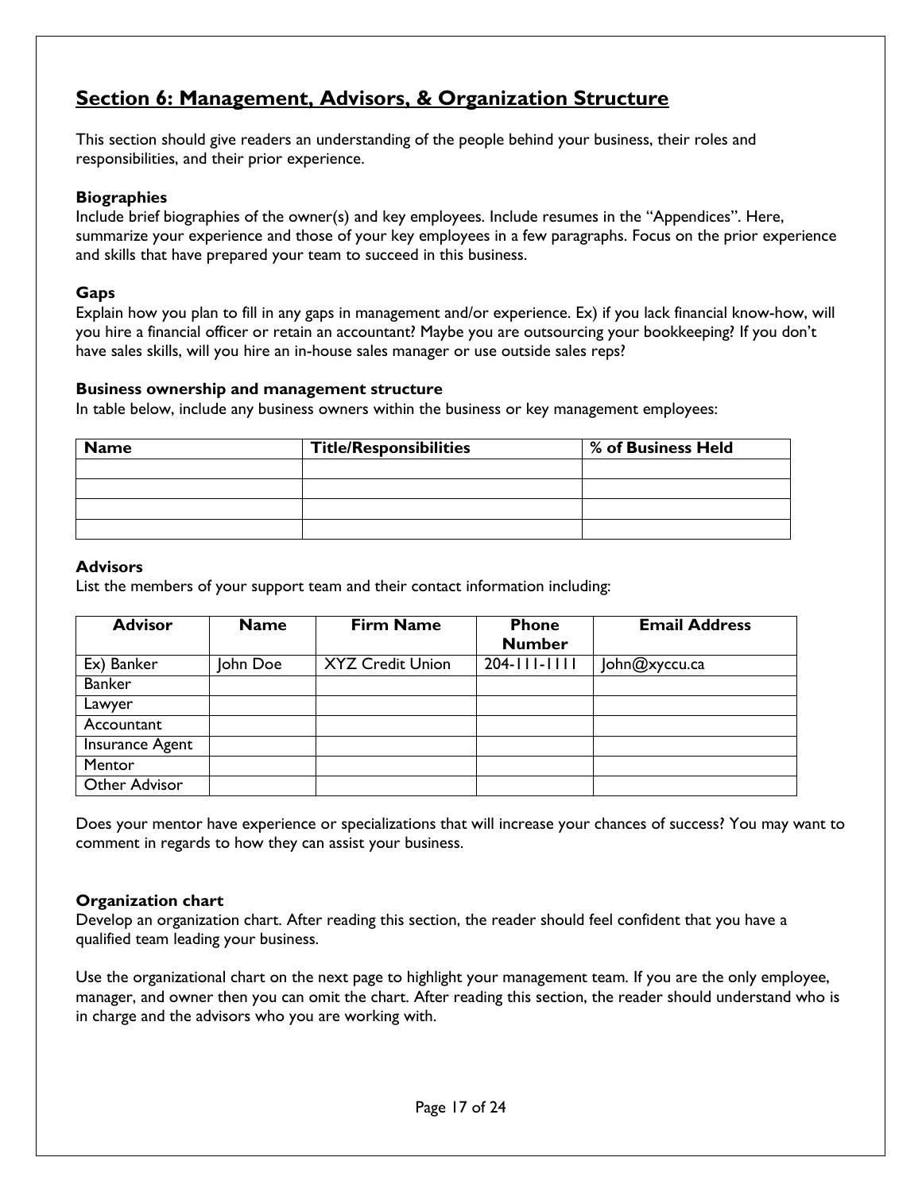## Section 6: Management, Advisors, & Organization Structure

This section should give readers an understanding of the people behind your business, their roles and responsibilities, and their prior experience.

**Biographies**

Include brief biographies of the owner(s) and key employees. Include resumes in the "Appendices". Here, summarize your experience and those of your key employees in a few paragraphs. Focus on the prior experience and skills that have prepared your team to succeed in this business.

**Gaps**

Explain how you plan to fill in any gaps in management and/or experience. Ex) if you lack financial know-how, will you hire a financial officer or retain an accountant? Maybe you are outsourcing your bookkeeping? If you don't have sales skills, will you hire an in-house sales manager or use outside sales reps?

**Business ownership and management structure**

In table below, include any business owners within the business or key management employees:

| Name | Title/Responsibilities | % of Business Held |
|---|---|---|
| | | |
| | | |
| | | |
| | | |

**Advisors**

List the members of your support team and their contact information including:

| Advisor | Name | Firm Name | Phone Number | Email Address |
|---|---|---|---|---|
| Ex) Banker | John Doe | XYZ Credit Union | 204-111-1111 | John@xyccu.ca |
| Banker | | | | |
| Lawyer | | | | |
| Accountant | | | | |
| Insurance Agent | | | | |
| Mentor | | | | |
| Other Advisor | | | | |

Does your mentor have experience or specializations that will increase your chances of success? You may want to comment in regards to how they can assist your business.

**Organization chart**

Develop an organization chart. After reading this section, the reader should feel confident that you have a qualified team leading your business.

Use the organizational chart on the next page to highlight your management team. If you are the only employee, manager, and owner then you can omit the chart. After reading this section, the reader should understand who is in charge and the advisors who you are working with.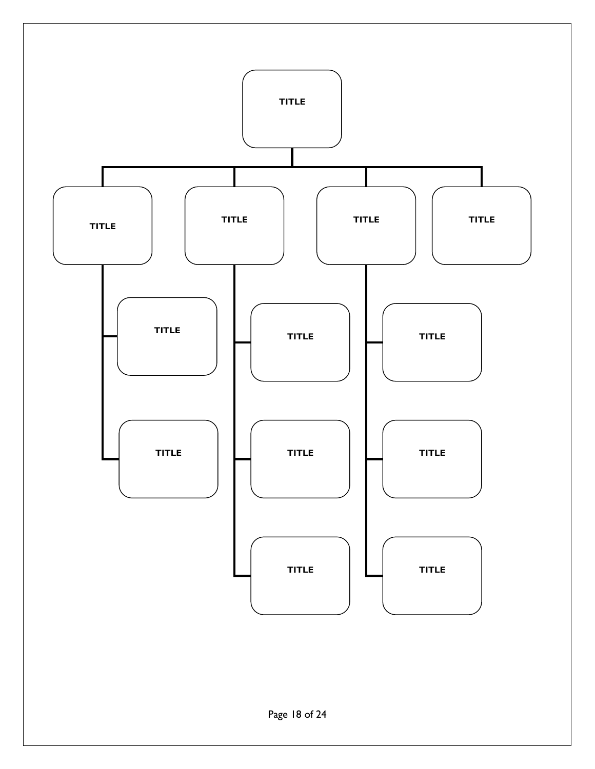TITLE

TITLE

TITLE

TITLE

TITLE

TITLE

TITLE

TITLE

TITLE

TITLE

TITLE

TITLE

TITLE

TITLE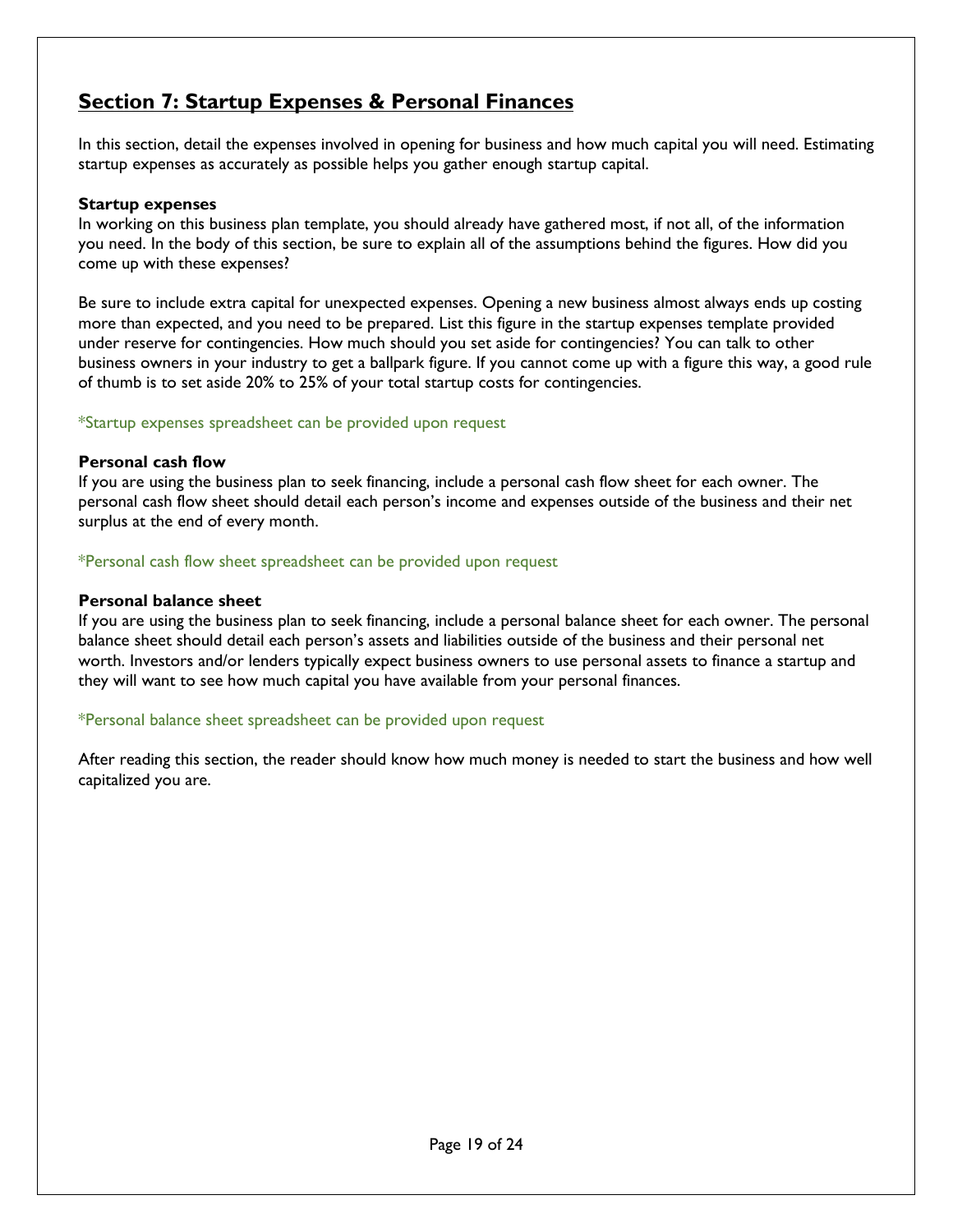## Section 7: Startup Expenses & Personal Finances

In this section, detail the expenses involved in opening for business and how much capital you will need. Estimating startup expenses as accurately as possible helps you gather enough startup capital.

**Startup expenses**

In working on this business plan template, you should already have gathered most, if not all, of the information you need. In the body of this section, be sure to explain all of the assumptions behind the figures. How did you come up with these expenses?

Be sure to include extra capital for unexpected expenses. Opening a new business almost always ends up costing more than expected, and you need to be prepared. List this figure in the startup expenses template provided under reserve for contingencies. How much should you set aside for contingencies? You can talk to other business owners in your industry to get a ballpark figure. If you cannot come up with a figure this way, a good rule of thumb is to set aside 20% to 25% of your total startup costs for contingencies.

*Startup expenses spreadsheet can be provided upon request

**Personal cash flow**

If you are using the business plan to seek financing, include a personal cash flow sheet for each owner. The personal cash flow sheet should detail each person's income and expenses outside of the business and their net surplus at the end of every month.

*Personal cash flow sheet spreadsheet can be provided upon request

**Personal balance sheet**

If you are using the business plan to seek financing, include a personal balance sheet for each owner. The personal balance sheet should detail each person's assets and liabilities outside of the business and their personal net worth. Investors and/or lenders typically expect business owners to use personal assets to finance a startup and they will want to see how much capital you have available from your personal finances.

*Personal balance sheet spreadsheet can be provided upon request

After reading this section, the reader should know how much money is needed to start the business and how well capitalized you are.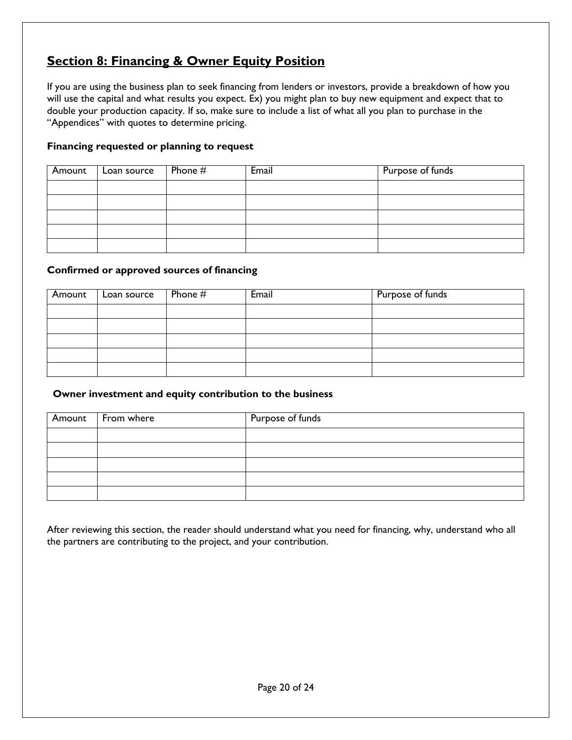## Section 8: Financing & Owner Equity Position

If you are using the business plan to seek financing from lenders or investors, provide a breakdown of how you will use the capital and what results you expect. Ex) you might plan to buy new equipment and expect that to double your production capacity. If so, make sure to include a list of what all you plan to purchase in the "Appendices" with quotes to determine pricing.

**Financing requested or planning to request**

| Amount | Loan source | Phone # | Email | Purpose of funds |
|---|---|---|---|---|
| | | | | |
| | | | | |
| | | | | |
| | | | | |
| | | | | |

**Confirmed or approved sources of financing**

| Amount | Loan source | Phone # | Email | Purpose of funds |
|---|---|---|---|---|
| | | | | |
| | | | | |
| | | | | |
| | | | | |
| | | | | |

**Owner investment and equity contribution to the business**

| Amount | From where | Purpose of funds |
|---|---|---|
| | | |
| | | |
| | | |
| | | |
| | | |

After reviewing this section, the reader should understand what you need for financing, why, understand who all the partners are contributing to the project, and your contribution.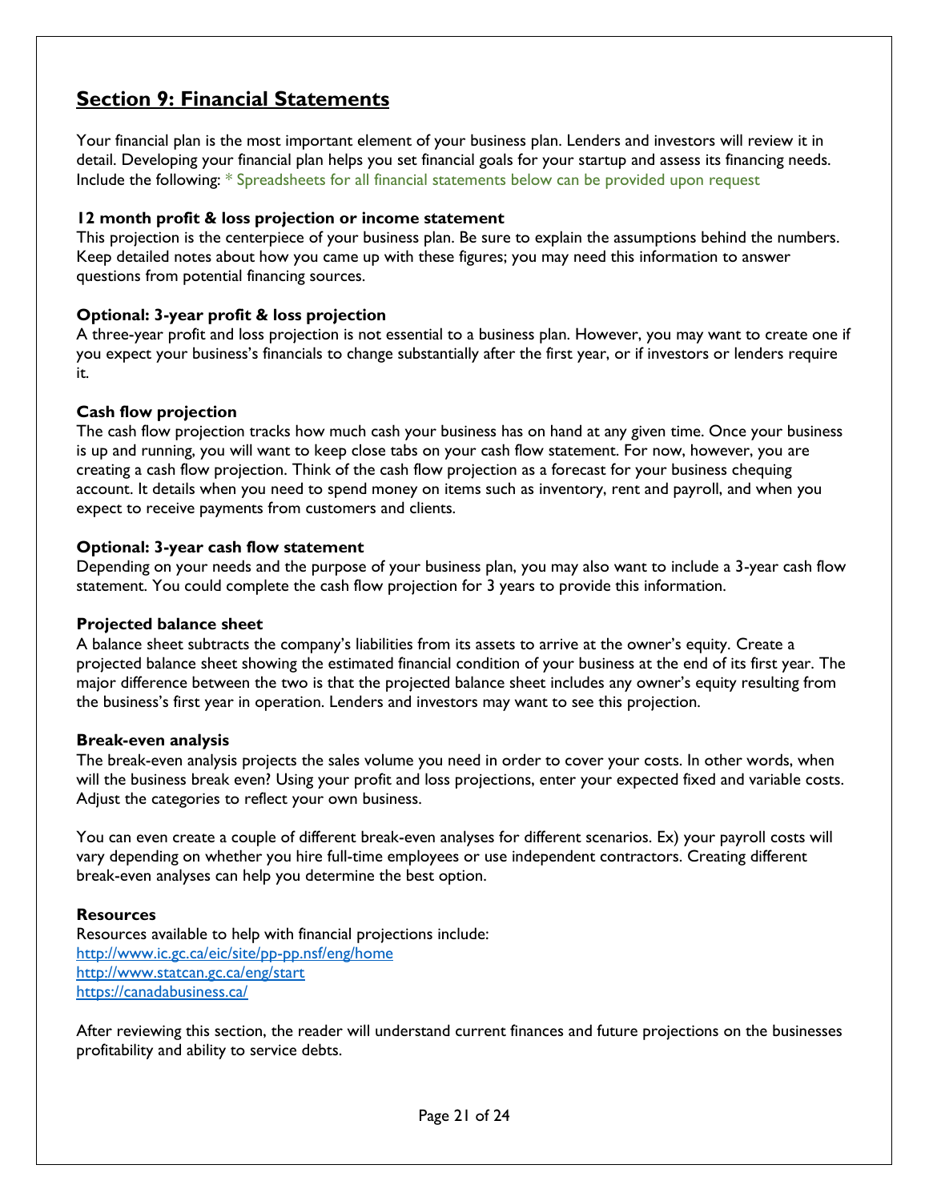## Section 9: Financial Statements

Your financial plan is the most important element of your business plan. Lenders and investors will review it in detail. Developing your financial plan helps you set financial goals for your startup and assess its financing needs. Include the following: * Spreadsheets for all financial statements below can be provided upon request

**12 month profit & loss projection or income statement**
This projection is the centerpiece of your business plan. Be sure to explain the assumptions behind the numbers. Keep detailed notes about how you came up with these figures; you may need this information to answer questions from potential financing sources.

**Optional: 3-year profit & loss projection**
A three-year profit and loss projection is not essential to a business plan. However, you may want to create one if you expect your business's financials to change substantially after the first year, or if investors or lenders require it.

**Cash flow projection**
The cash flow projection tracks how much cash your business has on hand at any given time. Once your business is up and running, you will want to keep close tabs on your cash flow statement. For now, however, you are creating a cash flow projection. Think of the cash flow projection as a forecast for your business chequing account. It details when you need to spend money on items such as inventory, rent and payroll, and when you expect to receive payments from customers and clients.

**Optional: 3-year cash flow statement**
Depending on your needs and the purpose of your business plan, you may also want to include a 3-year cash flow statement. You could complete the cash flow projection for 3 years to provide this information.

**Projected balance sheet**
A balance sheet subtracts the company's liabilities from its assets to arrive at the owner's equity. Create a projected balance sheet showing the estimated financial condition of your business at the end of its first year. The major difference between the two is that the projected balance sheet includes any owner's equity resulting from the business's first year in operation. Lenders and investors may want to see this projection.

**Break-even analysis**
The break-even analysis projects the sales volume you need in order to cover your costs. In other words, when will the business break even? Using your profit and loss projections, enter your expected fixed and variable costs. Adjust the categories to reflect your own business.

You can even create a couple of different break-even analyses for different scenarios. Ex) your payroll costs will vary depending on whether you hire full-time employees or use independent contractors. Creating different break-even analyses can help you determine the best option.

**Resources**
Resources available to help with financial projections include:
http://www.ic.gc.ca/eic/site/pp-pp.nsf/eng/home
http://www.statcan.gc.ca/eng/start
https://canadabusiness.ca/

After reviewing this section, the reader will understand current finances and future projections on the businesses profitability and ability to service debts.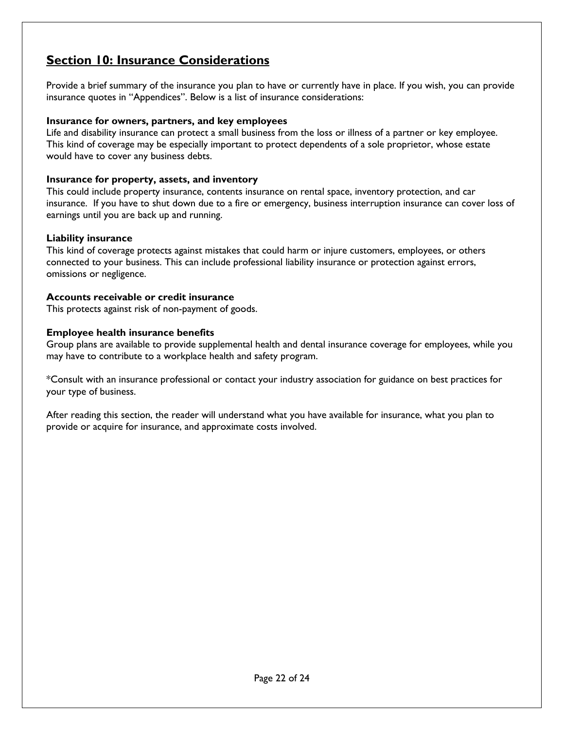## Section 10: Insurance Considerations

Provide a brief summary of the insurance you plan to have or currently have in place. If you wish, you can provide insurance quotes in "Appendices". Below is a list of insurance considerations:

**Insurance for owners, partners, and key employees**
Life and disability insurance can protect a small business from the loss or illness of a partner or key employee. This kind of coverage may be especially important to protect dependents of a sole proprietor, whose estate would have to cover any business debts.

**Insurance for property, assets, and inventory**
This could include property insurance, contents insurance on rental space, inventory protection, and car insurance. If you have to shut down due to a fire or emergency, business interruption insurance can cover loss of earnings until you are back up and running.

**Liability insurance**
This kind of coverage protects against mistakes that could harm or injure customers, employees, or others connected to your business. This can include professional liability insurance or protection against errors, omissions or negligence.

**Accounts receivable or credit insurance**
This protects against risk of non-payment of goods.

**Employee health insurance benefits**
Group plans are available to provide supplemental health and dental insurance coverage for employees, while you may have to contribute to a workplace health and safety program.

*Consult with an insurance professional or contact your industry association for guidance on best practices for your type of business.

After reading this section, the reader will understand what you have available for insurance, what you plan to provide or acquire for insurance, and approximate costs involved.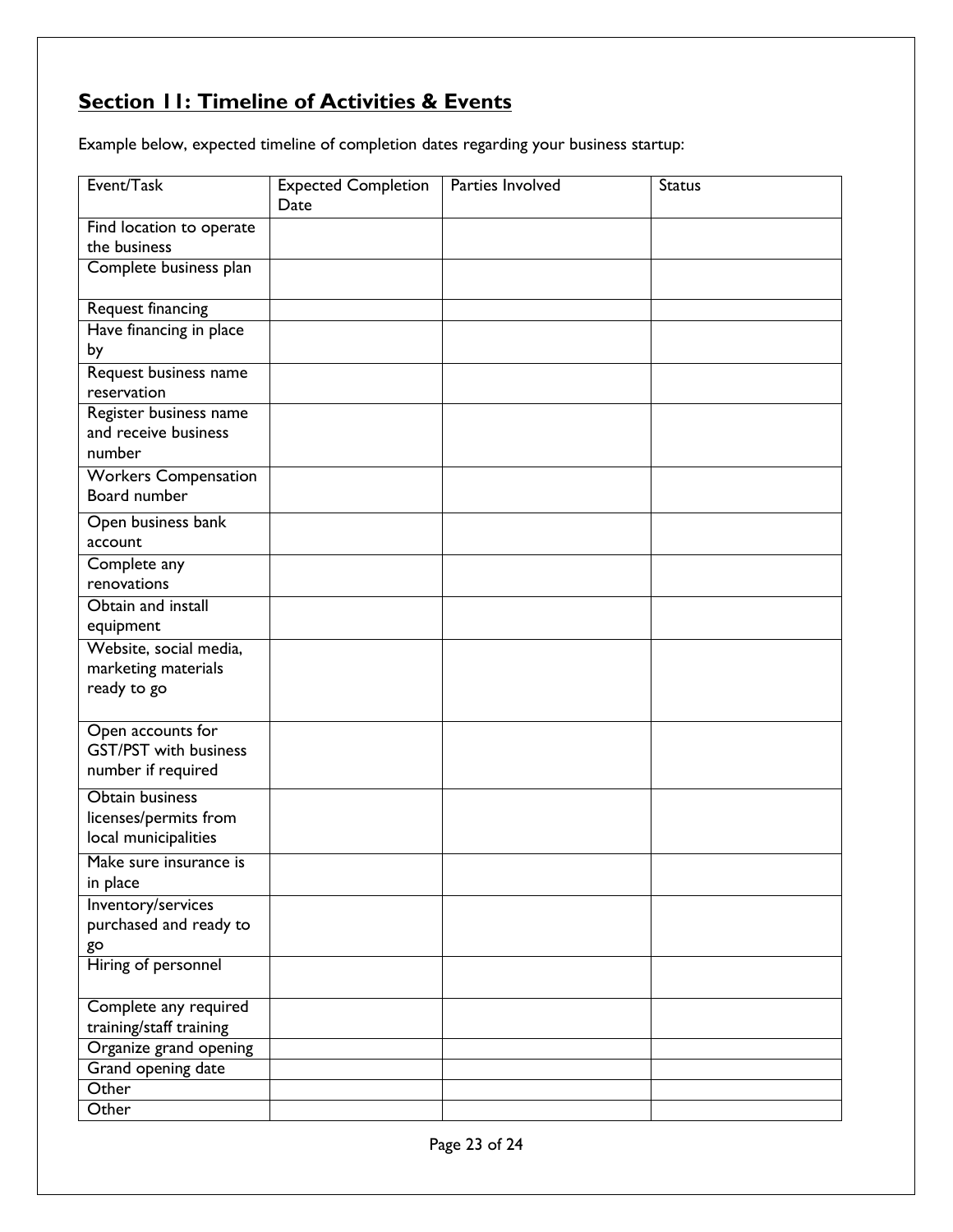## Section 11: Timeline of Activities & Events

Example below, expected timeline of completion dates regarding your business startup:

| Event/Task | Expected Completion Date | Parties Involved | Status |
|---|---|---|---|
| Find location to operate the business | | | |
| Complete business plan | | | |
| Request financing | | | |
| Have financing in place by | | | |
| Request business name reservation | | | |
| Register business name and receive business number | | | |
| Workers Compensation Board number | | | |
| Open business bank account | | | |
| Complete any renovations | | | |
| Obtain and install equipment | | | |
| Website, social media, marketing materials ready to go | | | |
| Open accounts for GST/PST with business number if required | | | |
| Obtain business licenses/permits from local municipalities | | | |
| Make sure insurance is in place | | | |
| Inventory/services purchased and ready to go | | | |
| Hiring of personnel | | | |
| Complete any required training/staff training | | | |
| Organize grand opening | | | |
| Grand opening date | | | |
| Other | | | |
| Other | | | |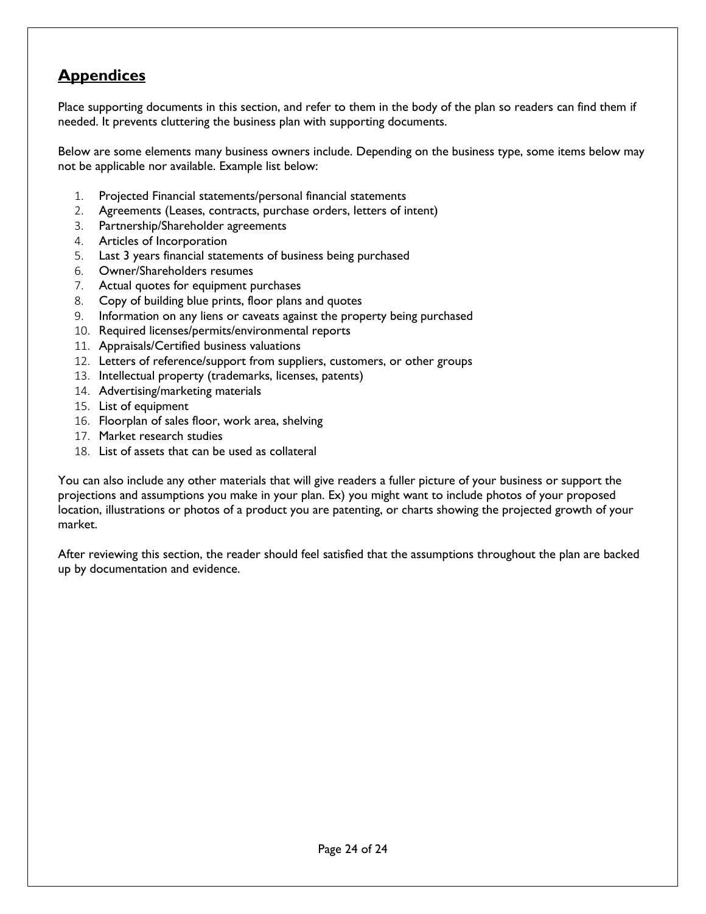## Appendices

Place supporting documents in this section, and refer to them in the body of the plan so readers can find them if needed. It prevents cluttering the business plan with supporting documents.

Below are some elements many business owners include. Depending on the business type, some items below may not be applicable nor available. Example list below:

1. Projected Financial statements/personal financial statements
2. Agreements (Leases, contracts, purchase orders, letters of intent)
3. Partnership/Shareholder agreements
4. Articles of Incorporation
5. Last 3 years financial statements of business being purchased
6. Owner/Shareholders resumes
7. Actual quotes for equipment purchases
8. Copy of building blue prints, floor plans and quotes
9. Information on any liens or caveats against the property being purchased
10. Required licenses/permits/environmental reports
11. Appraisals/Certified business valuations
12. Letters of reference/support from suppliers, customers, or other groups
13. Intellectual property (trademarks, licenses, patents)
14. Advertising/marketing materials
15. List of equipment
16. Floorplan of sales floor, work area, shelving
17. Market research studies
18. List of assets that can be used as collateral

You can also include any other materials that will give readers a fuller picture of your business or support the projections and assumptions you make in your plan. Ex) you might want to include photos of your proposed location, illustrations or photos of a product you are patenting, or charts showing the projected growth of your market.

After reviewing this section, the reader should feel satisfied that the assumptions throughout the plan are backed up by documentation and evidence.